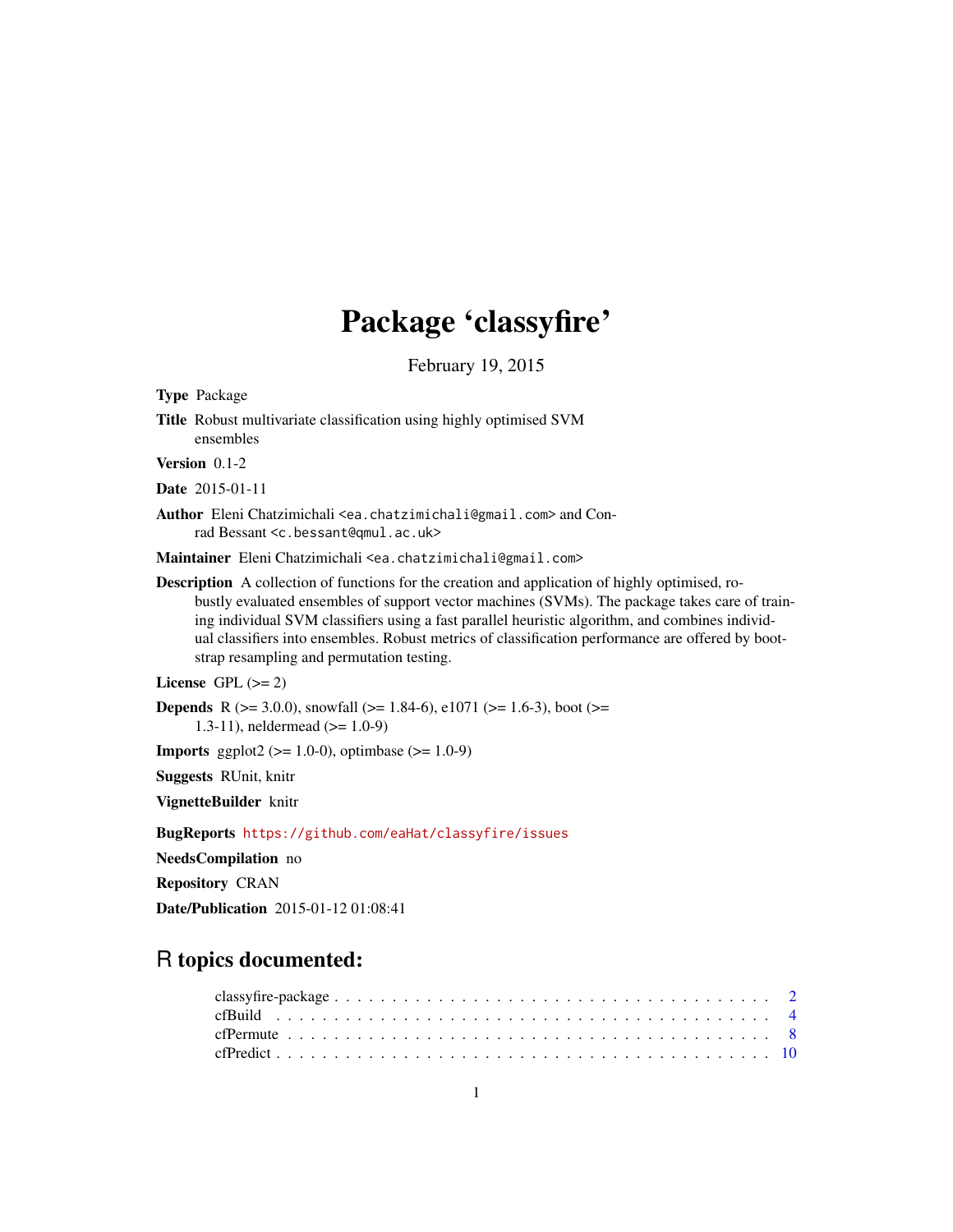# Package 'classyfire'

February 19, 2015

**Type** Package

**Title** Robust multivariate classification using highly optimised SVM ensembles

**Version** 0.1-2

**Date** 2015-01-11

**Author** Eleni Chatzimichali <ea.chatzimichali@gmail.com> and Conrad Bessant <c.bessant@qmul.ac.uk>

**Maintainer** Eleni Chatzimichali <ea.chatzimichali@gmail.com>

**Description** A collection of functions for the creation and application of highly optimised, robustly evaluated ensembles of support vector machines (SVMs). The package takes care of training individual SVM classifiers using a fast parallel heuristic algorithm, and combines individual classifiers into ensembles. Robust metrics of classification performance are offered by bootstrap resampling and permutation testing.

**License** GPL (>= 2)

**Depends** R (>= 3.0.0), snowfall (>= 1.84-6), e1071 (>= 1.6-3), boot (>= 1.3-11), neldermead (>= 1.0-9)

**Imports** ggplot2 (>= 1.0-0), optimbase (>= 1.0-9)

**Suggests** RUnit, knitr

**VignetteBuilder** knitr

**BugReports** https://github.com/eaHat/classyfire/issues

**NeedsCompilation** no

**Repository** CRAN

**Date/Publication** 2015-01-12 01:08:41

## R topics documented:

classyfire-package . . . . . . . . . . . . . . . . . . . . . . . . . . . . . . . . . . . . . 2
cfBuild . . . . . . . . . . . . . . . . . . . . . . . . . . . . . . . . . . . . . . . . . . . 4
cfPermute . . . . . . . . . . . . . . . . . . . . . . . . . . . . . . . . . . . . . . . . . 8
cfPredict . . . . . . . . . . . . . . . . . . . . . . . . . . . . . . . . . . . . . . . . . . 10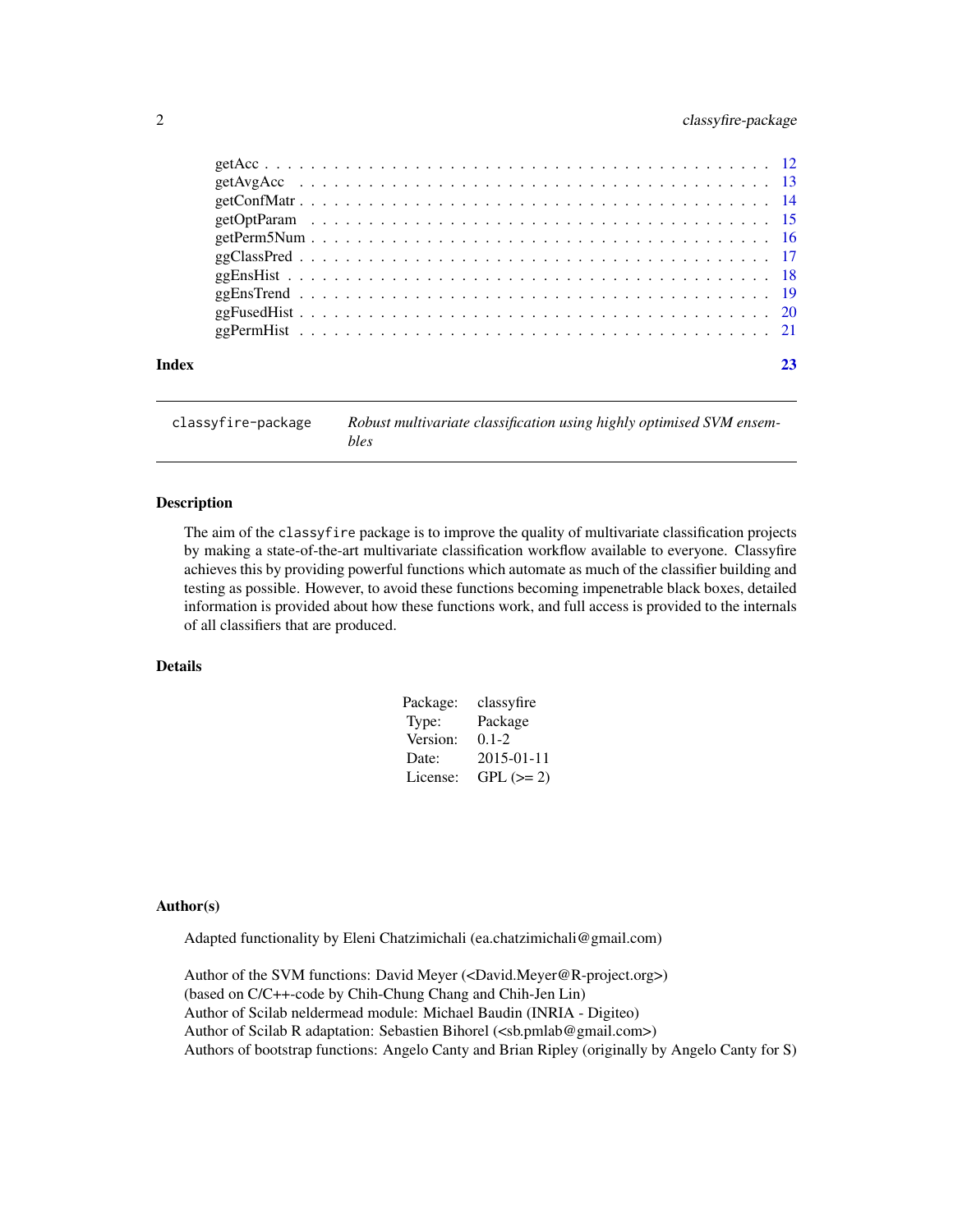getAcc . . . . . . . . . . . . . . . . . . . . . . . . . . . . . . . . . . . . . . . . 12
getAvgAcc . . . . . . . . . . . . . . . . . . . . . . . . . . . . . . . . . . . . . . 13
getConfMatr . . . . . . . . . . . . . . . . . . . . . . . . . . . . . . . . . . . . . . 14
getOptParam . . . . . . . . . . . . . . . . . . . . . . . . . . . . . . . . . . . . . 15
getPerm5Num . . . . . . . . . . . . . . . . . . . . . . . . . . . . . . . . . . . . . 16
ggClassPred . . . . . . . . . . . . . . . . . . . . . . . . . . . . . . . . . . . . . . 17
ggEnsHist . . . . . . . . . . . . . . . . . . . . . . . . . . . . . . . . . . . . . . . 18
ggEnsTrend . . . . . . . . . . . . . . . . . . . . . . . . . . . . . . . . . . . . . . 19
ggFusedHist . . . . . . . . . . . . . . . . . . . . . . . . . . . . . . . . . . . . . . 20
ggPermHist . . . . . . . . . . . . . . . . . . . . . . . . . . . . . . . . . . . . . . 21

**Index** 23

---

`classyfire-package` *Robust multivariate classification using highly optimised SVM ensembles*

---

### Description

The aim of the `classyfire` package is to improve the quality of multivariate classification projects by making a state-of-the-art multivariate classification workflow available to everyone. Classyfire achieves this by providing powerful functions which automate as much of the classifier building and testing as possible. However, to avoid these functions becoming impenetrable black boxes, detailed information is provided about how these functions work, and full access is provided to the internals of all classifiers that are produced.

### Details

| | |
|---|---|
| Package: | classyfire |
| Type: | Package |
| Version: | 0.1-2 |
| Date: | 2015-01-11 |
| License: | GPL (>= 2) |

### Author(s)

Adapted functionality by Eleni Chatzimichali (ea.chatzimichali@gmail.com)

Author of the SVM functions: David Meyer (<David.Meyer@R-project.org>)
(based on C/C++-code by Chih-Chung Chang and Chih-Jen Lin)
Author of Scilab neldermead module: Michael Baudin (INRIA - Digiteo)
Author of Scilab R adaptation: Sebastien Bihorel (<sb.pmlab@gmail.com>)
Authors of bootstrap functions: Angelo Canty and Brian Ripley (originally by Angelo Canty for S)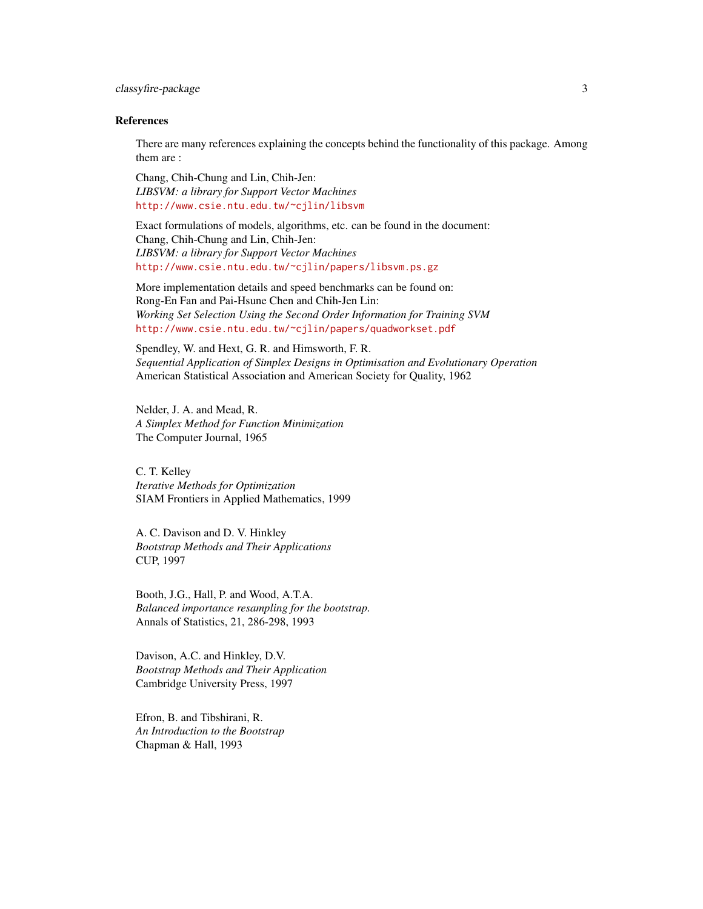### References

There are many references explaining the concepts behind the functionality of this package. Among them are :

Chang, Chih-Chung and Lin, Chih-Jen:
*LIBSVM: a library for Support Vector Machines*
http://www.csie.ntu.edu.tw/~cjlin/libsvm

Exact formulations of models, algorithms, etc. can be found in the document:
Chang, Chih-Chung and Lin, Chih-Jen:
*LIBSVM: a library for Support Vector Machines*
http://www.csie.ntu.edu.tw/~cjlin/papers/libsvm.ps.gz

More implementation details and speed benchmarks can be found on:
Rong-En Fan and Pai-Hsune Chen and Chih-Jen Lin:
*Working Set Selection Using the Second Order Information for Training SVM*
http://www.csie.ntu.edu.tw/~cjlin/papers/quadworkset.pdf

Spendley, W. and Hext, G. R. and Himsworth, F. R.
*Sequential Application of Simplex Designs in Optimisation and Evolutionary Operation*
American Statistical Association and American Society for Quality, 1962

Nelder, J. A. and Mead, R.
*A Simplex Method for Function Minimization*
The Computer Journal, 1965

C. T. Kelley
*Iterative Methods for Optimization*
SIAM Frontiers in Applied Mathematics, 1999

A. C. Davison and D. V. Hinkley
*Bootstrap Methods and Their Applications*
CUP, 1997

Booth, J.G., Hall, P. and Wood, A.T.A.
*Balanced importance resampling for the bootstrap.*
Annals of Statistics, 21, 286-298, 1993

Davison, A.C. and Hinkley, D.V.
*Bootstrap Methods and Their Application*
Cambridge University Press, 1997

Efron, B. and Tibshirani, R.
*An Introduction to the Bootstrap*
Chapman & Hall, 1993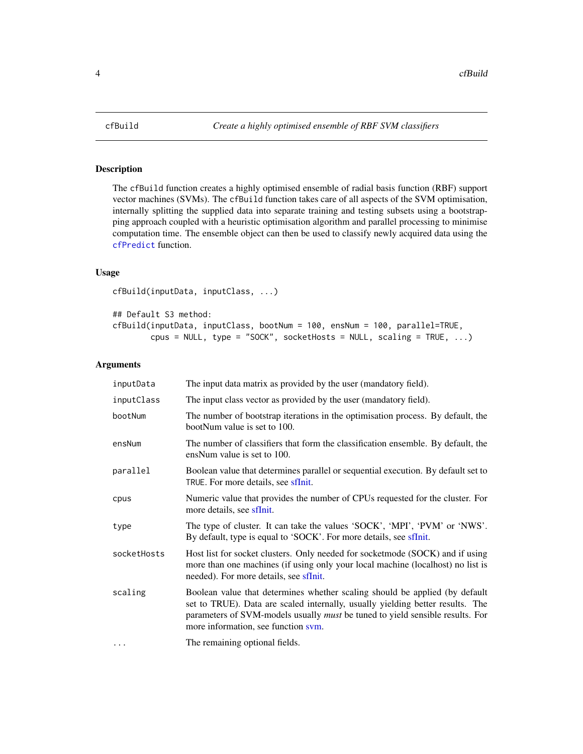cfBuild *Create a highly optimised ensemble of RBF SVM classifiers*

## Description

The `cfBuild` function creates a highly optimised ensemble of radial basis function (RBF) support vector machines (SVMs). The `cfBuild` function takes care of all aspects of the SVM optimisation, internally splitting the supplied data into separate training and testing subsets using a bootstrapping approach coupled with a heuristic optimisation algorithm and parallel processing to minimise computation time. The ensemble object can then be used to classify newly acquired data using the `cfPredict` function.

## Usage

```
cfBuild(inputData, inputClass, ...)

## Default S3 method:
cfBuild(inputData, inputClass, bootNum = 100, ensNum = 100, parallel=TRUE,
        cpus = NULL, type = "SOCK", socketHosts = NULL, scaling = TRUE, ...)
```

## Arguments

| Argument | Description |
|---|---|
| `inputData` | The input data matrix as provided by the user (mandatory field). |
| `inputClass` | The input class vector as provided by the user (mandatory field). |
| `bootNum` | The number of bootstrap iterations in the optimisation process. By default, the bootNum value is set to 100. |
| `ensNum` | The number of classifiers that form the classification ensemble. By default, the ensNum value is set to 100. |
| `parallel` | Boolean value that determines parallel or sequential execution. By default set to `TRUE`. For more details, see sfInit. |
| `cpus` | Numeric value that provides the number of CPUs requested for the cluster. For more details, see sfInit. |
| `type` | The type of cluster. It can take the values 'SOCK', 'MPI', 'PVM' or 'NWS'. By default, type is equal to 'SOCK'. For more details, see sfInit. |
| `socketHosts` | Host list for socket clusters. Only needed for socketmode (SOCK) and if using more than one machines (if using only your local machine (localhost) no list is needed). For more details, see sfInit. |
| `scaling` | Boolean value that determines whether scaling should be applied (by default set to TRUE). Data are scaled internally, usually yielding better results. The parameters of SVM-models usually *must* be tuned to yield sensible results. For more information, see function svm. |
| `...` | The remaining optional fields. |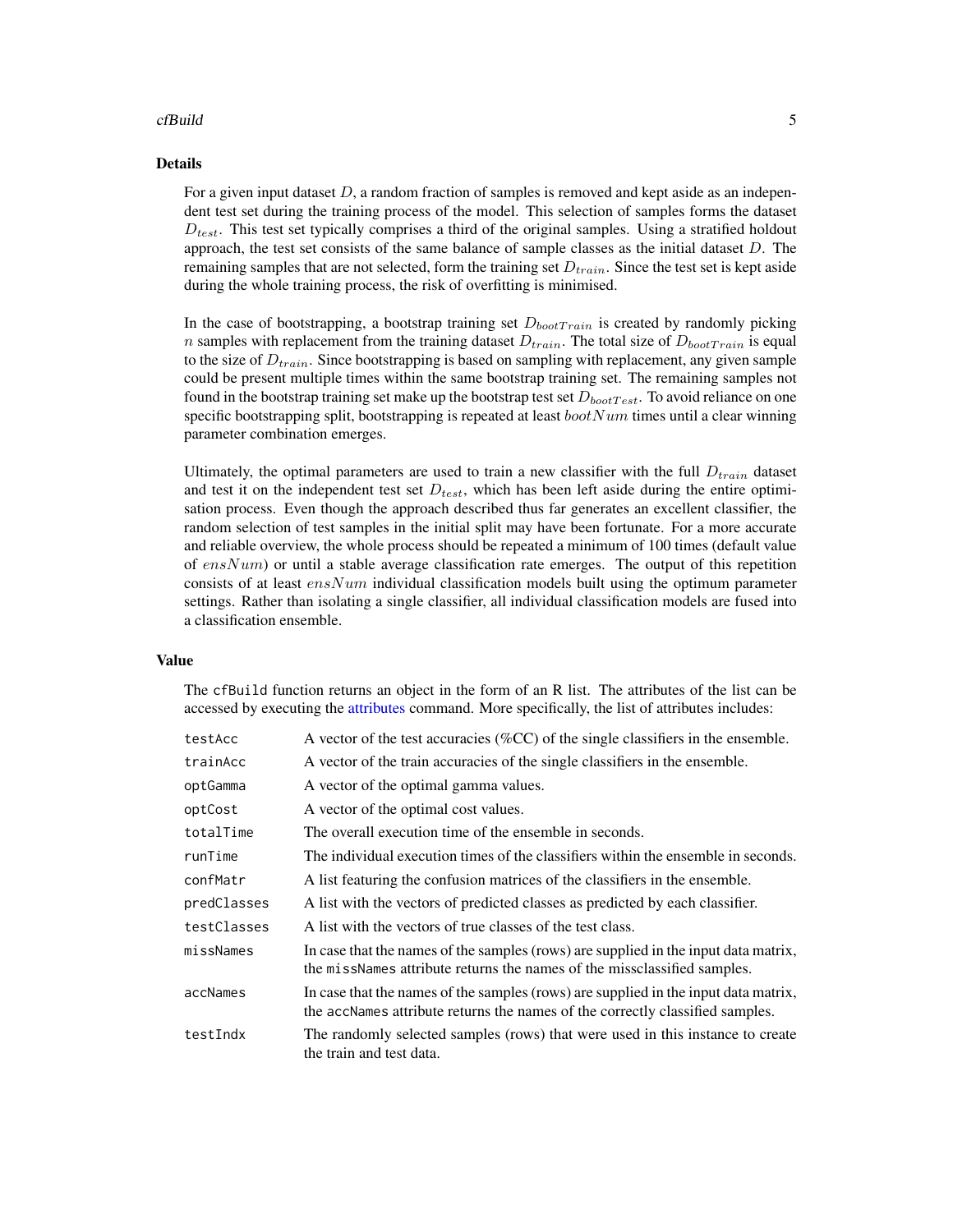### Details

For a given input dataset $D$, a random fraction of samples is removed and kept aside as an independent test set during the training process of the model. This selection of samples forms the dataset $D_{test}$. This test set typically comprises a third of the original samples. Using a stratified holdout approach, the test set consists of the same balance of sample classes as the initial dataset $D$. The remaining samples that are not selected, form the training set $D_{train}$. Since the test set is kept aside during the whole training process, the risk of overfitting is minimised.

In the case of bootstrapping, a bootstrap training set $D_{bootTrain}$ is created by randomly picking $n$ samples with replacement from the training dataset $D_{train}$. The total size of $D_{bootTrain}$ is equal to the size of $D_{train}$. Since bootstrapping is based on sampling with replacement, any given sample could be present multiple times within the same bootstrap training set. The remaining samples not found in the bootstrap training set make up the bootstrap test set $D_{bootTest}$. To avoid reliance on one specific bootstrapping split, bootstrapping is repeated at least $bootNum$ times until a clear winning parameter combination emerges.

Ultimately, the optimal parameters are used to train a new classifier with the full $D_{train}$ dataset and test it on the independent test set $D_{test}$, which has been left aside during the entire optimisation process. Even though the approach described thus far generates an excellent classifier, the random selection of test samples in the initial split may have been fortunate. For a more accurate and reliable overview, the whole process should be repeated a minimum of 100 times (default value of $ensNum$) or until a stable average classification rate emerges. The output of this repetition consists of at least $ensNum$ individual classification models built using the optimum parameter settings. Rather than isolating a single classifier, all individual classification models are fused into a classification ensemble.

### Value

The `cfBuild` function returns an object in the form of an R list. The attributes of the list can be accessed by executing the attributes command. More specifically, the list of attributes includes:

| | |
|---|---|
| `testAcc` | A vector of the test accuracies (%CC) of the single classifiers in the ensemble. |
| `trainAcc` | A vector of the train accuracies of the single classifiers in the ensemble. |
| `optGamma` | A vector of the optimal gamma values. |
| `optCost` | A vector of the optimal cost values. |
| `totalTime` | The overall execution time of the ensemble in seconds. |
| `runTime` | The individual execution times of the classifiers within the ensemble in seconds. |
| `confMatr` | A list featuring the confusion matrices of the classifiers in the ensemble. |
| `predClasses` | A list with the vectors of predicted classes as predicted by each classifier. |
| `testClasses` | A list with the vectors of true classes of the test class. |
| `missNames` | In case that the names of the samples (rows) are supplied in the input data matrix, the `missNames` attribute returns the names of the missclassified samples. |
| `accNames` | In case that the names of the samples (rows) are supplied in the input data matrix, the `accNames` attribute returns the names of the correctly classified samples. |
| `testIndx` | The randomly selected samples (rows) that were used in this instance to create the train and test data. |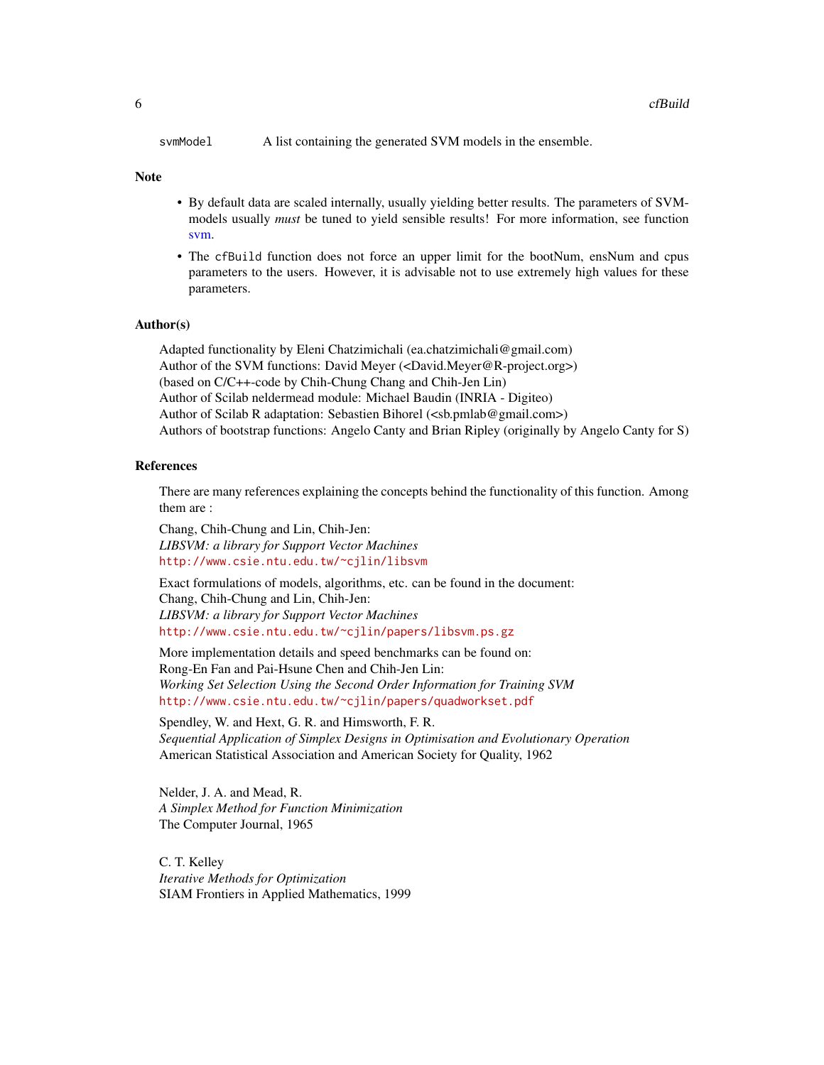svmModel A list containing the generated SVM models in the ensemble.

## Note

- By default data are scaled internally, usually yielding better results. The parameters of SVM-models usually *must* be tuned to yield sensible results! For more information, see function svm.
- The cfBuild function does not force an upper limit for the bootNum, ensNum and cpus parameters to the users. However, it is advisable not to use extremely high values for these parameters.

## Author(s)

Adapted functionality by Eleni Chatzimichali (ea.chatzimichali@gmail.com)
Author of the SVM functions: David Meyer (<David.Meyer@R-project.org>)
(based on C/C++-code by Chih-Chung Chang and Chih-Jen Lin)
Author of Scilab neldermead module: Michael Baudin (INRIA - Digiteo)
Author of Scilab R adaptation: Sebastien Bihorel (<sb.pmlab@gmail.com>)
Authors of bootstrap functions: Angelo Canty and Brian Ripley (originally by Angelo Canty for S)

## References

There are many references explaining the concepts behind the functionality of this function. Among them are :

Chang, Chih-Chung and Lin, Chih-Jen:
*LIBSVM: a library for Support Vector Machines*
http://www.csie.ntu.edu.tw/~cjlin/libsvm

Exact formulations of models, algorithms, etc. can be found in the document:
Chang, Chih-Chung and Lin, Chih-Jen:
*LIBSVM: a library for Support Vector Machines*
http://www.csie.ntu.edu.tw/~cjlin/papers/libsvm.ps.gz

More implementation details and speed benchmarks can be found on:
Rong-En Fan and Pai-Hsune Chen and Chih-Jen Lin:
*Working Set Selection Using the Second Order Information for Training SVM*
http://www.csie.ntu.edu.tw/~cjlin/papers/quadworkset.pdf

Spendley, W. and Hext, G. R. and Himsworth, F. R.
*Sequential Application of Simplex Designs in Optimisation and Evolutionary Operation*
American Statistical Association and American Society for Quality, 1962

Nelder, J. A. and Mead, R.
*A Simplex Method for Function Minimization*
The Computer Journal, 1965

C. T. Kelley
*Iterative Methods for Optimization*
SIAM Frontiers in Applied Mathematics, 1999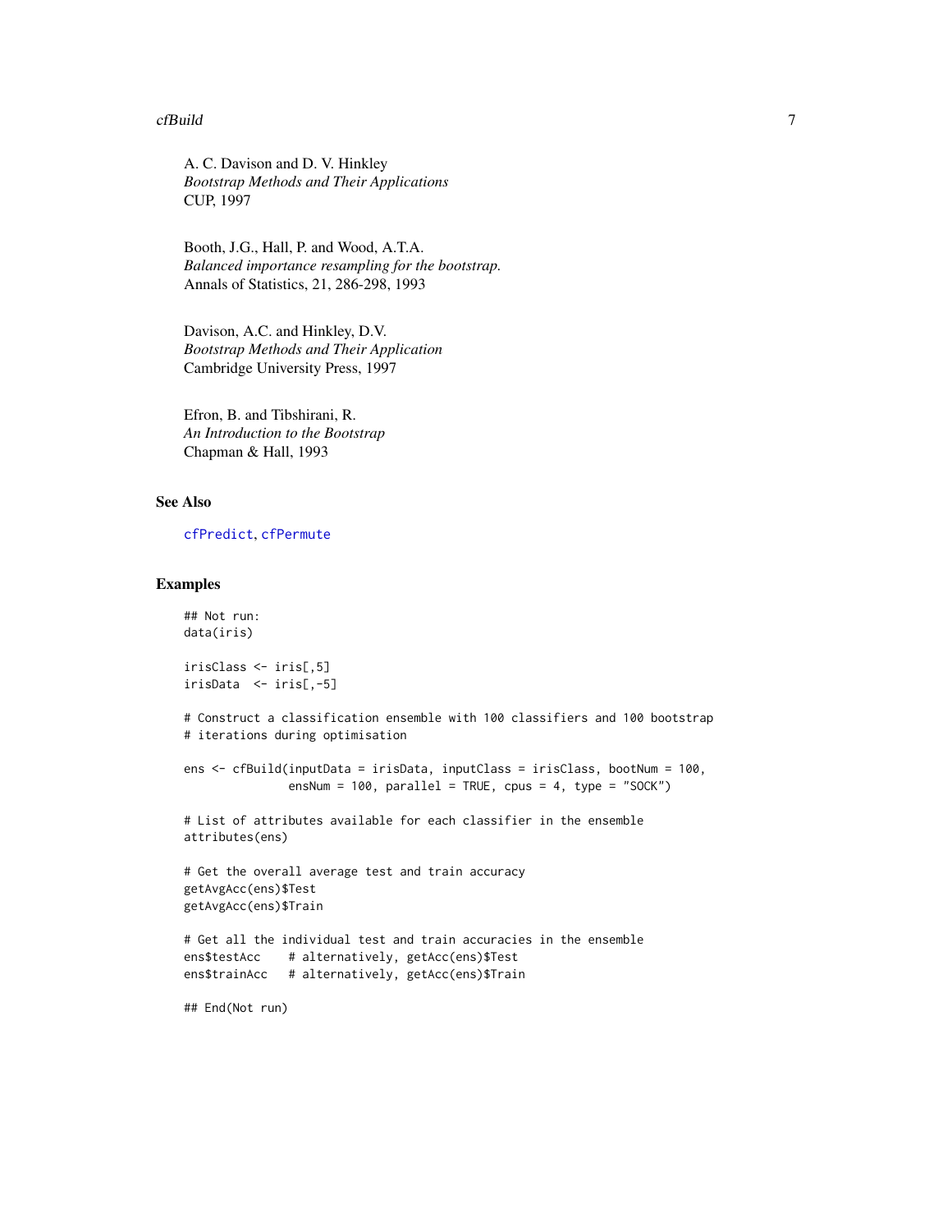A. C. Davison and D. V. Hinkley
*Bootstrap Methods and Their Applications*
CUP, 1997

Booth, J.G., Hall, P. and Wood, A.T.A.
*Balanced importance resampling for the bootstrap.*
Annals of Statistics, 21, 286-298, 1993

Davison, A.C. and Hinkley, D.V.
*Bootstrap Methods and Their Application*
Cambridge University Press, 1997

Efron, B. and Tibshirani, R.
*An Introduction to the Bootstrap*
Chapman & Hall, 1993

## See Also

cfPredict, cfPermute

## Examples

```
## Not run:
data(iris)

irisClass <- iris[,5]
irisData  <- iris[,-5]

# Construct a classification ensemble with 100 classifiers and 100 bootstrap
# iterations during optimisation

ens <- cfBuild(inputData = irisData, inputClass = irisClass, bootNum = 100,
               ensNum = 100, parallel = TRUE, cpus = 4, type = "SOCK")

# List of attributes available for each classifier in the ensemble
attributes(ens)

# Get the overall average test and train accuracy
getAvgAcc(ens)$Test
getAvgAcc(ens)$Train

# Get all the individual test and train accuracies in the ensemble
ens$testAcc    # alternatively, getAcc(ens)$Test
ens$trainAcc   # alternatively, getAcc(ens)$Train

## End(Not run)
```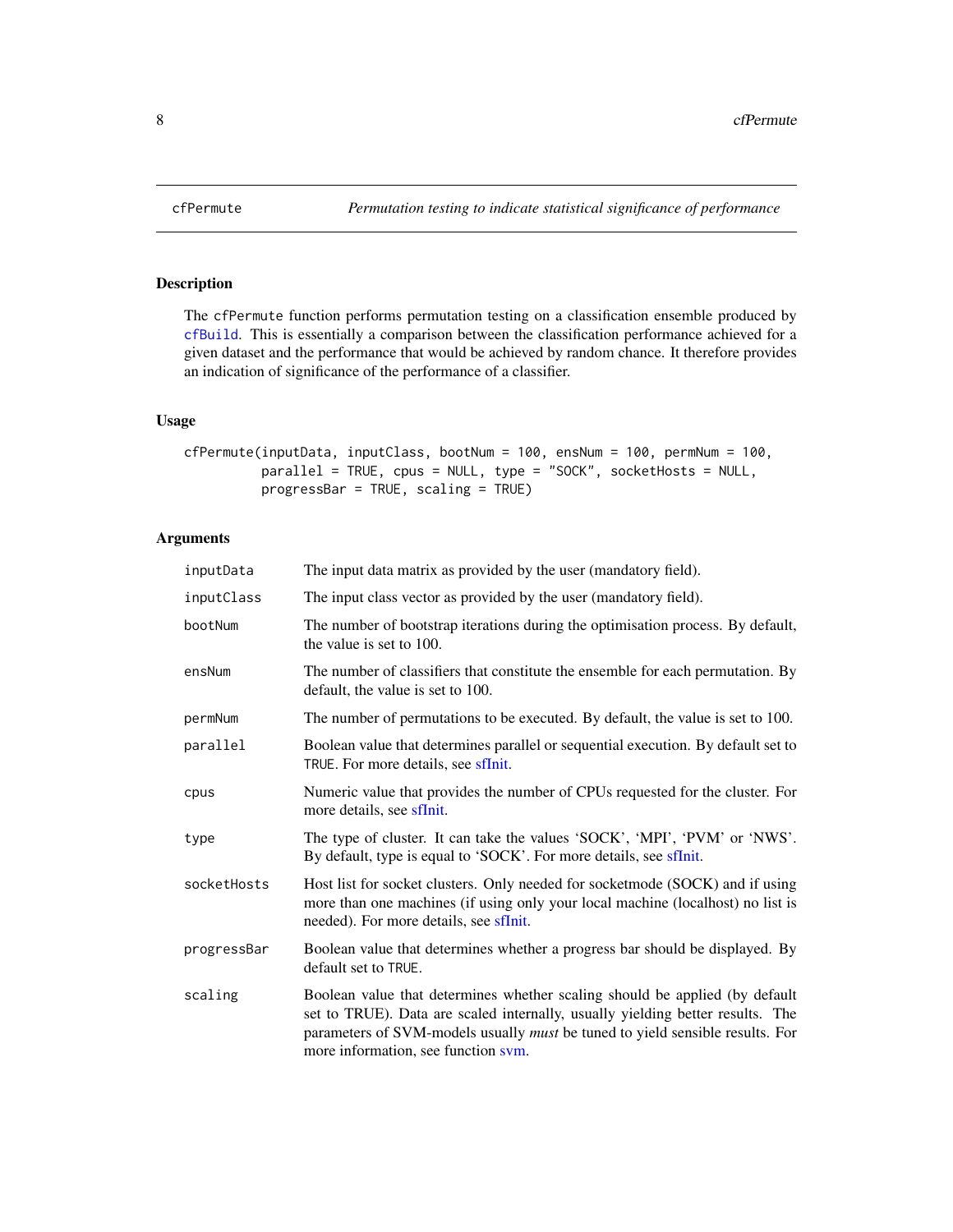cfPermute *Permutation testing to indicate statistical significance of performance*

## Description

The `cfPermute` function performs permutation testing on a classification ensemble produced by `cfBuild`. This is essentially a comparison between the classification performance achieved for a given dataset and the performance that would be achieved by random chance. It therefore provides an indication of significance of the performance of a classifier.

## Usage

```
cfPermute(inputData, inputClass, bootNum = 100, ensNum = 100, permNum = 100,
          parallel = TRUE, cpus = NULL, type = "SOCK", socketHosts = NULL,
          progressBar = TRUE, scaling = TRUE)
```

## Arguments

| | |
|---|---|
| `inputData` | The input data matrix as provided by the user (mandatory field). |
| `inputClass` | The input class vector as provided by the user (mandatory field). |
| `bootNum` | The number of bootstrap iterations during the optimisation process. By default, the value is set to 100. |
| `ensNum` | The number of classifiers that constitute the ensemble for each permutation. By default, the value is set to 100. |
| `permNum` | The number of permutations to be executed. By default, the value is set to 100. |
| `parallel` | Boolean value that determines parallel or sequential execution. By default set to `TRUE`. For more details, see sfInit. |
| `cpus` | Numeric value that provides the number of CPUs requested for the cluster. For more details, see sfInit. |
| `type` | The type of cluster. It can take the values 'SOCK', 'MPI', 'PVM' or 'NWS'. By default, type is equal to 'SOCK'. For more details, see sfInit. |
| `socketHosts` | Host list for socket clusters. Only needed for socketmode (SOCK) and if using more than one machines (if using only your local machine (localhost) no list is needed). For more details, see sfInit. |
| `progressBar` | Boolean value that determines whether a progress bar should be displayed. By default set to `TRUE`. |
| `scaling` | Boolean value that determines whether scaling should be applied (by default set to TRUE). Data are scaled internally, usually yielding better results. The parameters of SVM-models usually *must* be tuned to yield sensible results. For more information, see function svm. |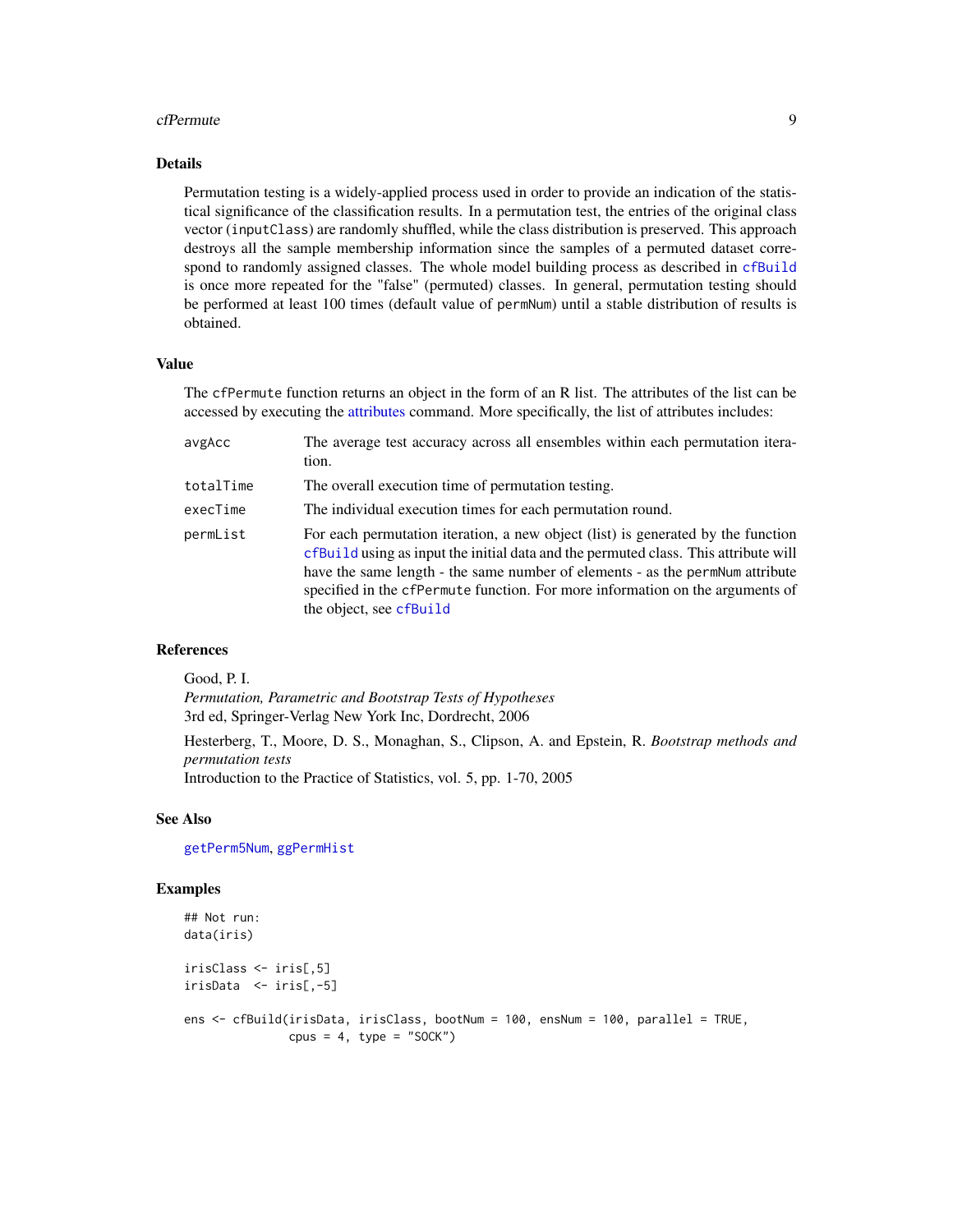## Details

Permutation testing is a widely-applied process used in order to provide an indication of the statistical significance of the classification results. In a permutation test, the entries of the original class vector (`inputClass`) are randomly shuffled, while the class distribution is preserved. This approach destroys all the sample membership information since the samples of a permuted dataset correspond to randomly assigned classes. The whole model building process as described in `cfBuild` is once more repeated for the "false" (permuted) classes. In general, permutation testing should be performed at least 100 times (default value of `permNum`) until a stable distribution of results is obtained.

## Value

The `cfPermute` function returns an object in the form of an R list. The attributes of the list can be accessed by executing the attributes command. More specifically, the list of attributes includes:

| | |
|---|---|
| `avgAcc` | The average test accuracy across all ensembles within each permutation iteration. |
| `totalTime` | The overall execution time of permutation testing. |
| `execTime` | The individual execution times for each permutation round. |
| `permList` | For each permutation iteration, a new object (list) is generated by the function `cfBuild` using as input the initial data and the permuted class. This attribute will have the same length - the same number of elements - as the `permNum` attribute specified in the `cfPermute` function. For more information on the arguments of the object, see `cfBuild` |

## References

Good, P. I.
*Permutation, Parametric and Bootstrap Tests of Hypotheses*
3rd ed, Springer-Verlag New York Inc, Dordrecht, 2006

Hesterberg, T., Moore, D. S., Monaghan, S., Clipson, A. and Epstein, R. *Bootstrap methods and permutation tests*
Introduction to the Practice of Statistics, vol. 5, pp. 1-70, 2005

## See Also

`getPerm5Num`, `ggPermHist`

## Examples

```
## Not run:
data(iris)

irisClass <- iris[,5]
irisData  <- iris[,-5]

ens <- cfBuild(irisData, irisClass, bootNum = 100, ensNum = 100, parallel = TRUE,
               cpus = 4, type = "SOCK")
```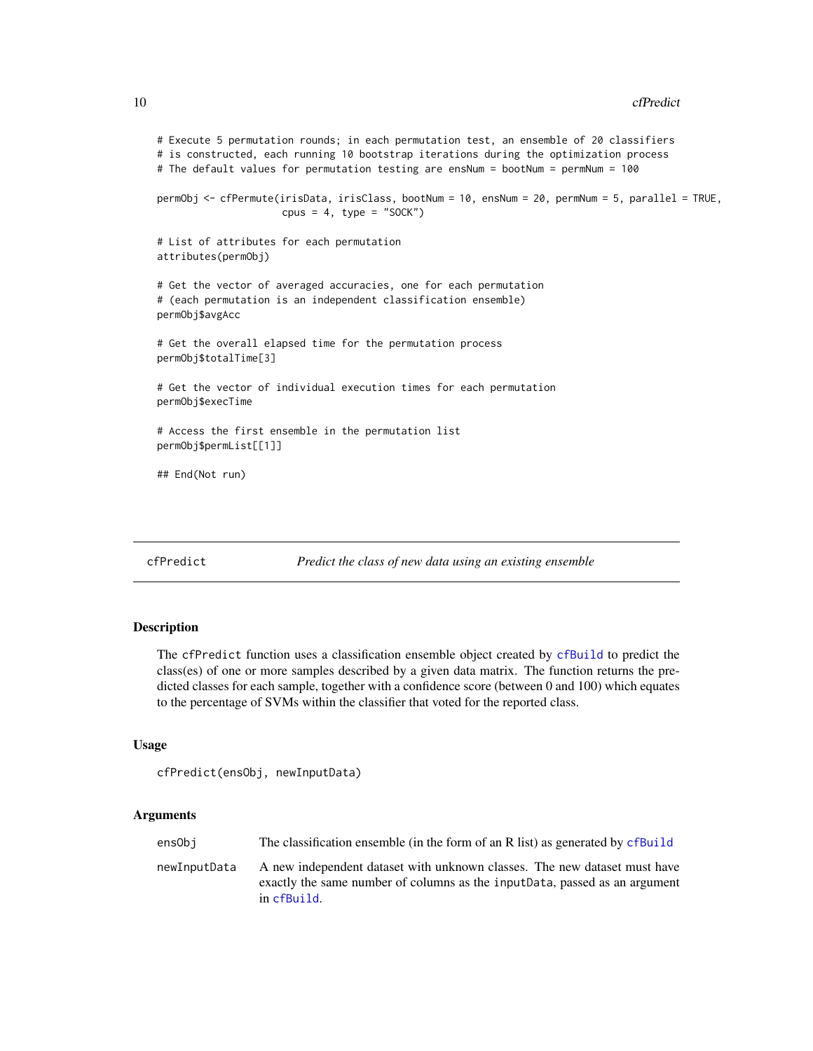```
# Execute 5 permutation rounds; in each permutation test, an ensemble of 20 classifiers
# is constructed, each running 10 bootstrap iterations during the optimization process
# The default values for permutation testing are ensNum = bootNum = permNum = 100

permObj <- cfPermute(irisData, irisClass, bootNum = 10, ensNum = 20, permNum = 5, parallel = TRUE,
                     cpus = 4, type = "SOCK")

# List of attributes for each permutation
attributes(permObj)

# Get the vector of averaged accuracies, one for each permutation
# (each permutation is an independent classification ensemble)
permObj$avgAcc

# Get the overall elapsed time for the permutation process
permObj$totalTime[3]

# Get the vector of individual execution times for each permutation
permObj$execTime

# Access the first ensemble in the permutation list
permObj$permList[[1]]

## End(Not run)
```

## cfPredict *Predict the class of new data using an existing ensemble*

### Description

The cfPredict function uses a classification ensemble object created by cfBuild to predict the class(es) of one or more samples described by a given data matrix. The function returns the predicted classes for each sample, together with a confidence score (between 0 and 100) which equates to the percentage of SVMs within the classifier that voted for the reported class.

### Usage

```
cfPredict(ensObj, newInputData)
```

### Arguments

| | |
|---|---|
| ensObj | The classification ensemble (in the form of an R list) as generated by cfBuild |
| newInputData | A new independent dataset with unknown classes. The new dataset must have exactly the same number of columns as the inputData, passed as an argument in cfBuild. |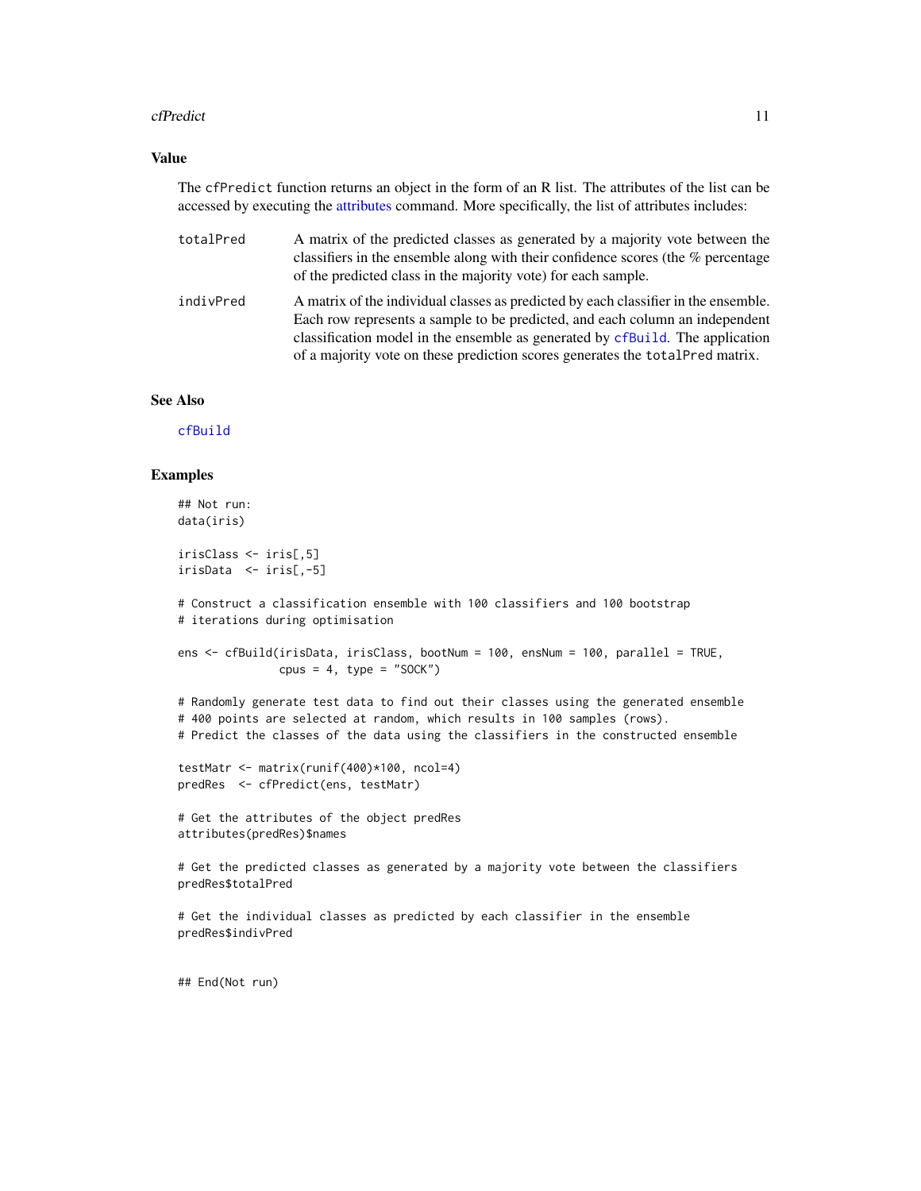## Value

The `cfPredict` function returns an object in the form of an R list. The attributes of the list can be accessed by executing the attributes command. More specifically, the list of attributes includes:

- `totalPred` — A matrix of the predicted classes as generated by a majority vote between the classifiers in the ensemble along with their confidence scores (the % percentage of the predicted class in the majority vote) for each sample.
- `indivPred` — A matrix of the individual classes as predicted by each classifier in the ensemble. Each row represents a sample to be predicted, and each column an independent classification model in the ensemble as generated by cfBuild. The application of a majority vote on these prediction scores generates the `totalPred` matrix.

## See Also

cfBuild

## Examples

```
## Not run:
data(iris)

irisClass <- iris[,5]
irisData  <- iris[,-5]

# Construct a classification ensemble with 100 classifiers and 100 bootstrap
# iterations during optimisation

ens <- cfBuild(irisData, irisClass, bootNum = 100, ensNum = 100, parallel = TRUE,
               cpus = 4, type = "SOCK")

# Randomly generate test data to find out their classes using the generated ensemble
# 400 points are selected at random, which results in 100 samples (rows).
# Predict the classes of the data using the classifiers in the constructed ensemble

testMatr <- matrix(runif(400)*100, ncol=4)
predRes  <- cfPredict(ens, testMatr)

# Get the attributes of the object predRes
attributes(predRes)$names

# Get the predicted classes as generated by a majority vote between the classifiers
predRes$totalPred

# Get the individual classes as predicted by each classifier in the ensemble
predRes$indivPred


## End(Not run)
```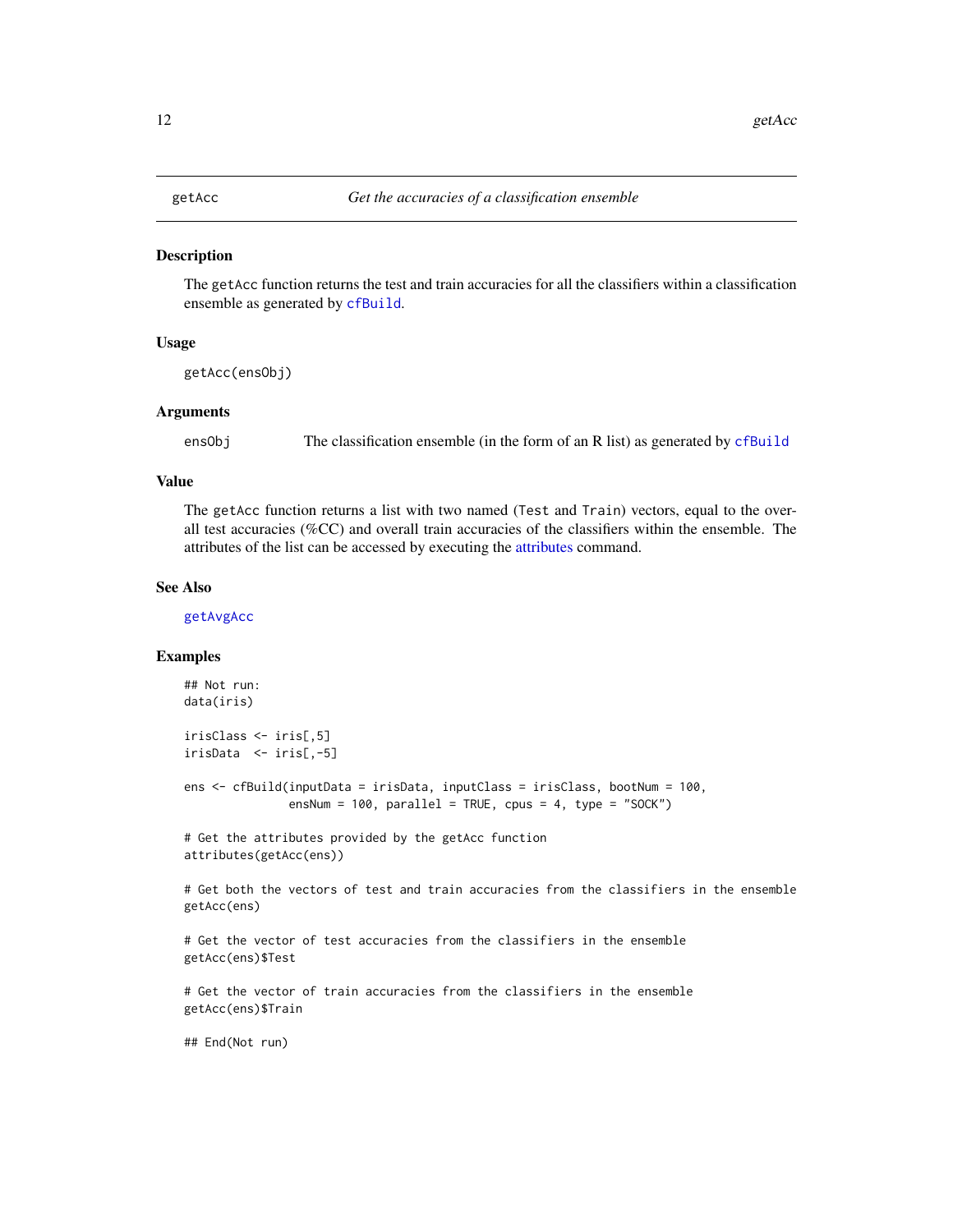# getAcc — *Get the accuracies of a classification ensemble*

## Description

The `getAcc` function returns the test and train accuracies for all the classifiers within a classification ensemble as generated by `cfBuild`.

## Usage

```
getAcc(ensObj)
```

## Arguments

| | |
|---|---|
| `ensObj` | The classification ensemble (in the form of an R list) as generated by `cfBuild` |

## Value

The `getAcc` function returns a list with two named (`Test` and `Train`) vectors, equal to the overall test accuracies (%CC) and overall train accuracies of the classifiers within the ensemble. The attributes of the list can be accessed by executing the attributes command.

## See Also

`getAvgAcc`

## Examples

```
## Not run:
data(iris)

irisClass <- iris[,5]
irisData  <- iris[,-5]

ens <- cfBuild(inputData = irisData, inputClass = irisClass, bootNum = 100,
               ensNum = 100, parallel = TRUE, cpus = 4, type = "SOCK")

# Get the attributes provided by the getAcc function
attributes(getAcc(ens))

# Get both the vectors of test and train accuracies from the classifiers in the ensemble
getAcc(ens)

# Get the vector of test accuracies from the classifiers in the ensemble
getAcc(ens)$Test

# Get the vector of train accuracies from the classifiers in the ensemble
getAcc(ens)$Train

## End(Not run)
```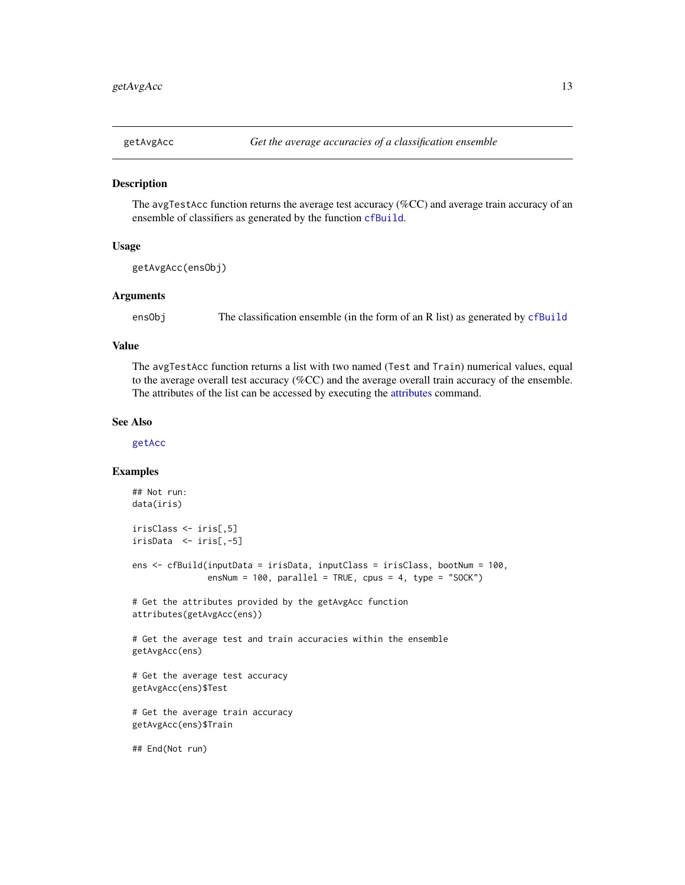getAvgAcc — *Get the average accuracies of a classification ensemble*

## Description

The `avgTestAcc` function returns the average test accuracy (%CC) and average train accuracy of an ensemble of classifiers as generated by the function `cfBuild`.

## Usage

```
getAvgAcc(ensObj)
```

## Arguments

| | |
|---|---|
| `ensObj` | The classification ensemble (in the form of an R list) as generated by `cfBuild` |

## Value

The `avgTestAcc` function returns a list with two named (`Test` and `Train`) numerical values, equal to the average overall test accuracy (%CC) and the average overall train accuracy of the ensemble. The attributes of the list can be accessed by executing the attributes command.

## See Also

`getAcc`

## Examples

```
## Not run:
data(iris)

irisClass <- iris[,5]
irisData  <- iris[,-5]

ens <- cfBuild(inputData = irisData, inputClass = irisClass, bootNum = 100,
               ensNum = 100, parallel = TRUE, cpus = 4, type = "SOCK")

# Get the attributes provided by the getAvgAcc function
attributes(getAvgAcc(ens))

# Get the average test and train accuracies within the ensemble
getAvgAcc(ens)

# Get the average test accuracy
getAvgAcc(ens)$Test

# Get the average train accuracy
getAvgAcc(ens)$Train

## End(Not run)
```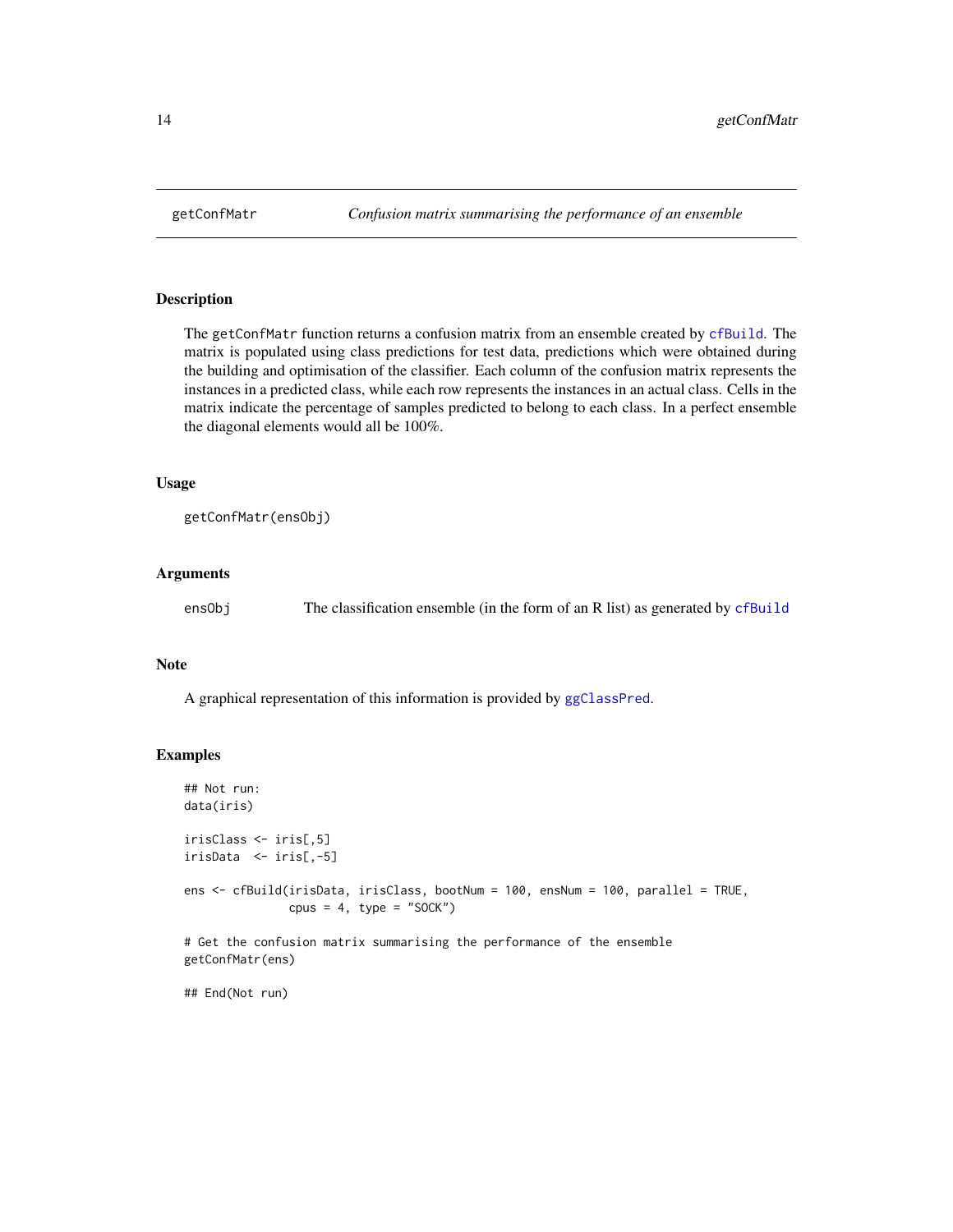# getConfMatr — *Confusion matrix summarising the performance of an ensemble*

## Description

The `getConfMatr` function returns a confusion matrix from an ensemble created by `cfBuild`. The matrix is populated using class predictions for test data, predictions which were obtained during the building and optimisation of the classifier. Each column of the confusion matrix represents the instances in a predicted class, while each row represents the instances in an actual class. Cells in the matrix indicate the percentage of samples predicted to belong to each class. In a perfect ensemble the diagonal elements would all be 100%.

## Usage

```
getConfMatr(ensObj)
```

## Arguments

| | |
|---|---|
| `ensObj` | The classification ensemble (in the form of an R list) as generated by `cfBuild` |

## Note

A graphical representation of this information is provided by `ggClassPred`.

## Examples

```
## Not run:
data(iris)

irisClass <- iris[,5]
irisData  <- iris[,-5]

ens <- cfBuild(irisData, irisClass, bootNum = 100, ensNum = 100, parallel = TRUE,
               cpus = 4, type = "SOCK")

# Get the confusion matrix summarising the performance of the ensemble
getConfMatr(ens)

## End(Not run)
```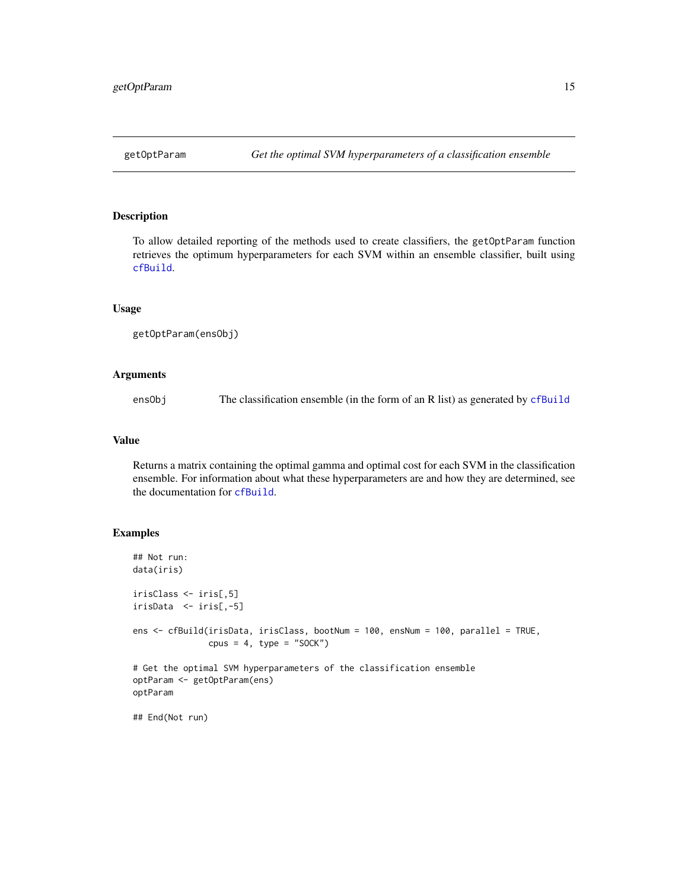## getOptParam — *Get the optimal SVM hyperparameters of a classification ensemble*

### Description

To allow detailed reporting of the methods used to create classifiers, the `getOptParam` function retrieves the optimum hyperparameters for each SVM within an ensemble classifier, built using `cfBuild`.

### Usage

```
getOptParam(ensObj)
```

### Arguments

| | |
|---|---|
| `ensObj` | The classification ensemble (in the form of an R list) as generated by `cfBuild` |

### Value

Returns a matrix containing the optimal gamma and optimal cost for each SVM in the classification ensemble. For information about what these hyperparameters are and how they are determined, see the documentation for `cfBuild`.

### Examples

```
## Not run:
data(iris)

irisClass <- iris[,5]
irisData  <- iris[,-5]

ens <- cfBuild(irisData, irisClass, bootNum = 100, ensNum = 100, parallel = TRUE,
               cpus = 4, type = "SOCK")

# Get the optimal SVM hyperparameters of the classification ensemble
optParam <- getOptParam(ens)
optParam

## End(Not run)
```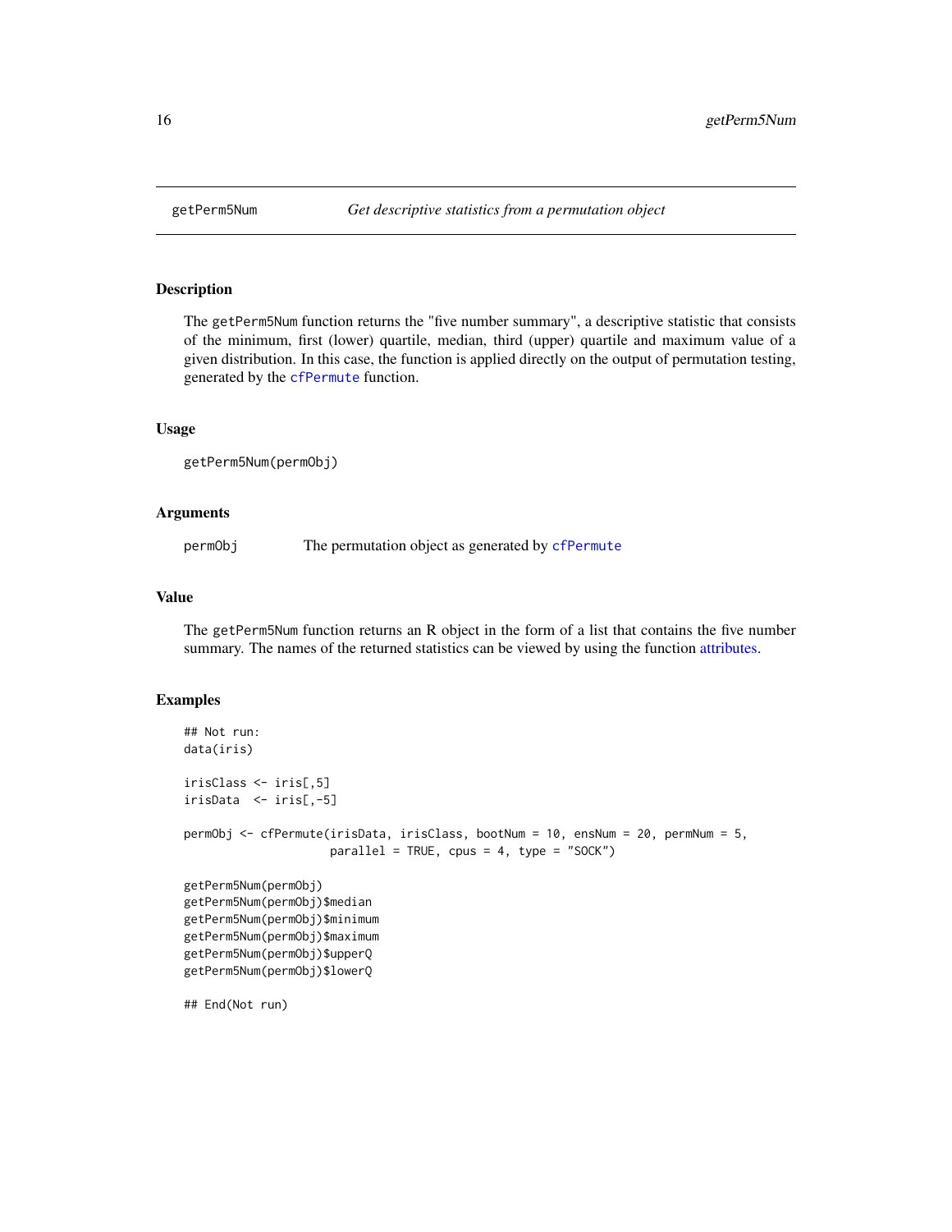# getPerm5Num — *Get descriptive statistics from a permutation object*

## Description

The `getPerm5Num` function returns the "five number summary", a descriptive statistic that consists of the minimum, first (lower) quartile, median, third (upper) quartile and maximum value of a given distribution. In this case, the function is applied directly on the output of permutation testing, generated by the `cfPermute` function.

## Usage

```
getPerm5Num(permObj)
```

## Arguments

| | |
|---|---|
| `permObj` | The permutation object as generated by `cfPermute` |

## Value

The `getPerm5Num` function returns an R object in the form of a list that contains the five number summary. The names of the returned statistics can be viewed by using the function attributes.

## Examples

```
## Not run:
data(iris)

irisClass <- iris[,5]
irisData  <- iris[,-5]

permObj <- cfPermute(irisData, irisClass, bootNum = 10, ensNum = 20, permNum = 5,
                     parallel = TRUE, cpus = 4, type = "SOCK")

getPerm5Num(permObj)
getPerm5Num(permObj)$median
getPerm5Num(permObj)$minimum
getPerm5Num(permObj)$maximum
getPerm5Num(permObj)$upperQ
getPerm5Num(permObj)$lowerQ

## End(Not run)
```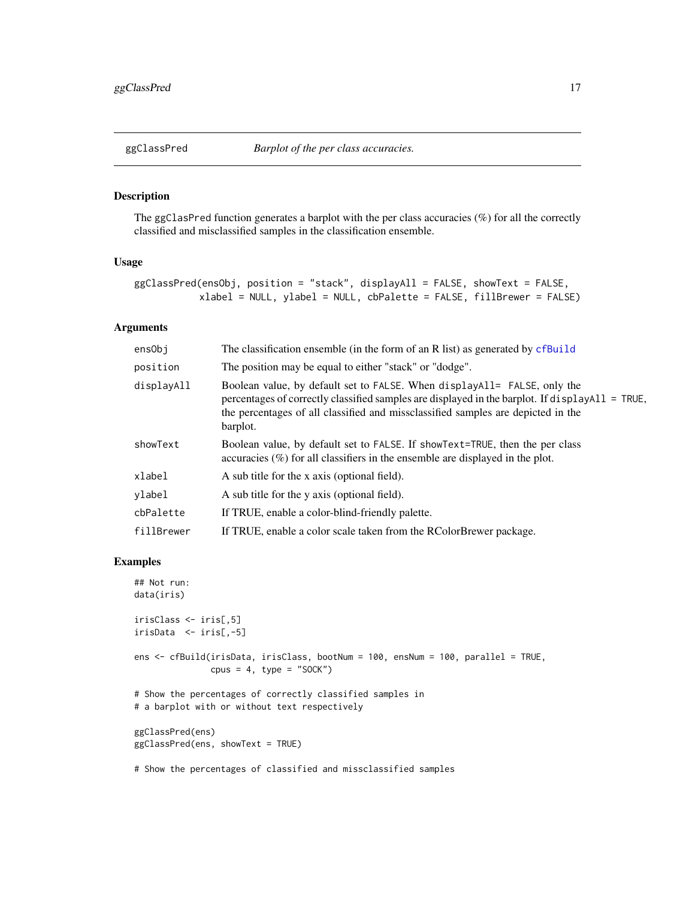## ggClassPred — *Barplot of the per class accuracies.*

### Description

The ggClasPred function generates a barplot with the per class accuracies (%) for all the correctly classified and misclassified samples in the classification ensemble.

### Usage

```
ggClassPred(ensObj, position = "stack", displayAll = FALSE, showText = FALSE,
           xlabel = NULL, ylabel = NULL, cbPalette = FALSE, fillBrewer = FALSE)
```

### Arguments

| Argument | Description |
|---|---|
| ensObj | The classification ensemble (in the form of an R list) as generated by cfBuild |
| position | The position may be equal to either "stack" or "dodge". |
| displayAll | Boolean value, by default set to FALSE. When displayAll= FALSE, only the percentages of correctly classified samples are displayed in the barplot. If displayAll = TRUE, the percentages of all classified and missclassified samples are depicted in the barplot. |
| showText | Boolean value, by default set to FALSE. If showText=TRUE, then the per class accuracies (%) for all classifiers in the ensemble are displayed in the plot. |
| xlabel | A sub title for the x axis (optional field). |
| ylabel | A sub title for the y axis (optional field). |
| cbPalette | If TRUE, enable a color-blind-friendly palette. |
| fillBrewer | If TRUE, enable a color scale taken from the RColorBrewer package. |

### Examples

```
## Not run:
data(iris)

irisClass <- iris[,5]
irisData  <- iris[,-5]

ens <- cfBuild(irisData, irisClass, bootNum = 100, ensNum = 100, parallel = TRUE,
               cpus = 4, type = "SOCK")

# Show the percentages of correctly classified samples in
# a barplot with or without text respectively

ggClassPred(ens)
ggClassPred(ens, showText = TRUE)

# Show the percentages of classified and missclassified samples
```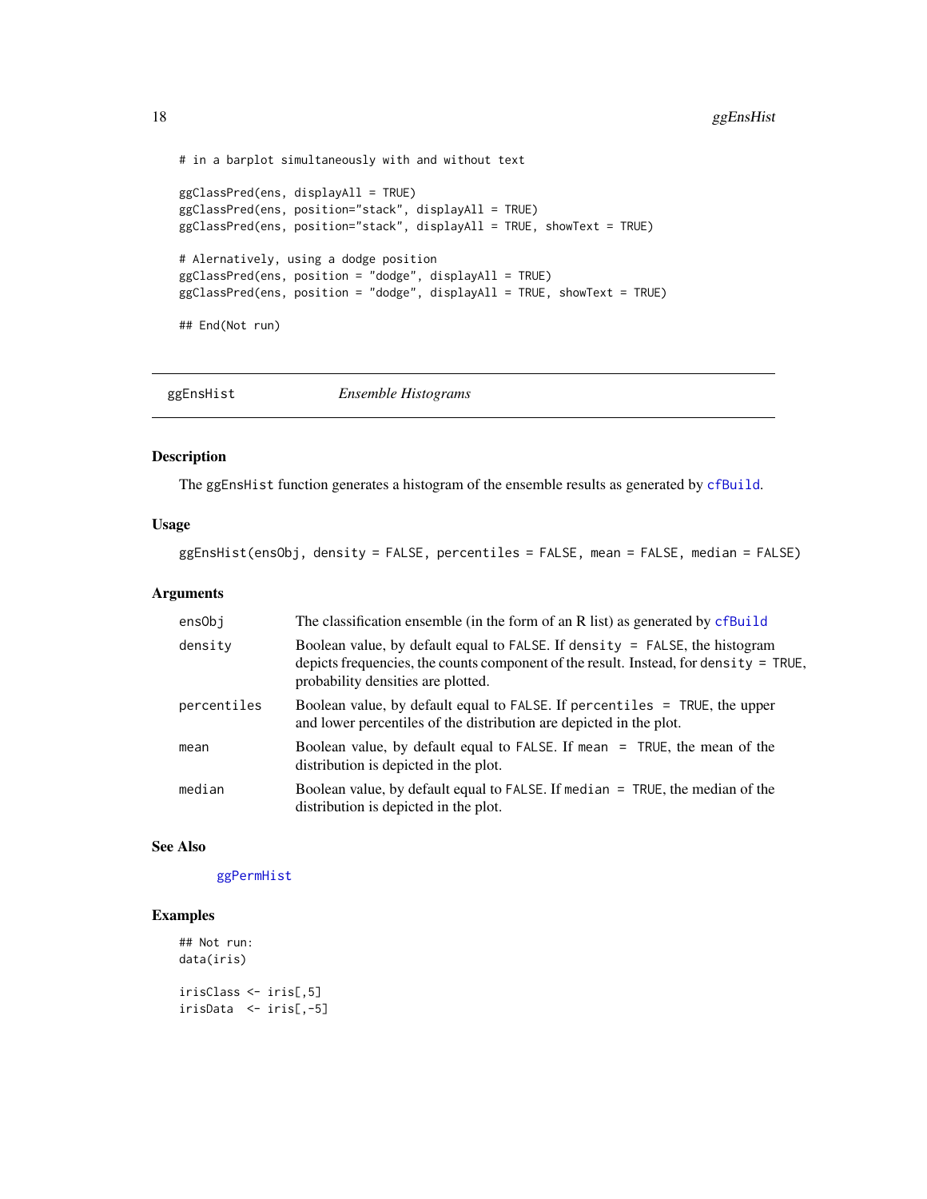```
# in a barplot simultaneously with and without text

ggClassPred(ens, displayAll = TRUE)
ggClassPred(ens, position="stack", displayAll = TRUE)
ggClassPred(ens, position="stack", displayAll = TRUE, showText = TRUE)

# Alernatively, using a dodge position
ggClassPred(ens, position = "dodge", displayAll = TRUE)
ggClassPred(ens, position = "dodge", displayAll = TRUE, showText = TRUE)

## End(Not run)
```

---

## ggEnsHist *Ensemble Histograms*

---

### Description

The `ggEnsHist` function generates a histogram of the ensemble results as generated by `cfBuild`.

### Usage

```
ggEnsHist(ensObj, density = FALSE, percentiles = FALSE, mean = FALSE, median = FALSE)
```

### Arguments

| | |
|---|---|
| `ensObj` | The classification ensemble (in the form of an R list) as generated by `cfBuild` |
| `density` | Boolean value, by default equal to `FALSE`. If `density = FALSE`, the histogram depicts frequencies, the counts component of the result. Instead, for `density = TRUE`, probability densities are plotted. |
| `percentiles` | Boolean value, by default equal to `FALSE`. If `percentiles = TRUE`, the upper and lower percentiles of the distribution are depicted in the plot. |
| `mean` | Boolean value, by default equal to `FALSE`. If `mean = TRUE`, the mean of the distribution is depicted in the plot. |
| `median` | Boolean value, by default equal to `FALSE`. If `median = TRUE`, the median of the distribution is depicted in the plot. |

### See Also

`ggPermHist`

### Examples

```
## Not run:
data(iris)

irisClass <- iris[,5]
irisData  <- iris[,-5]
```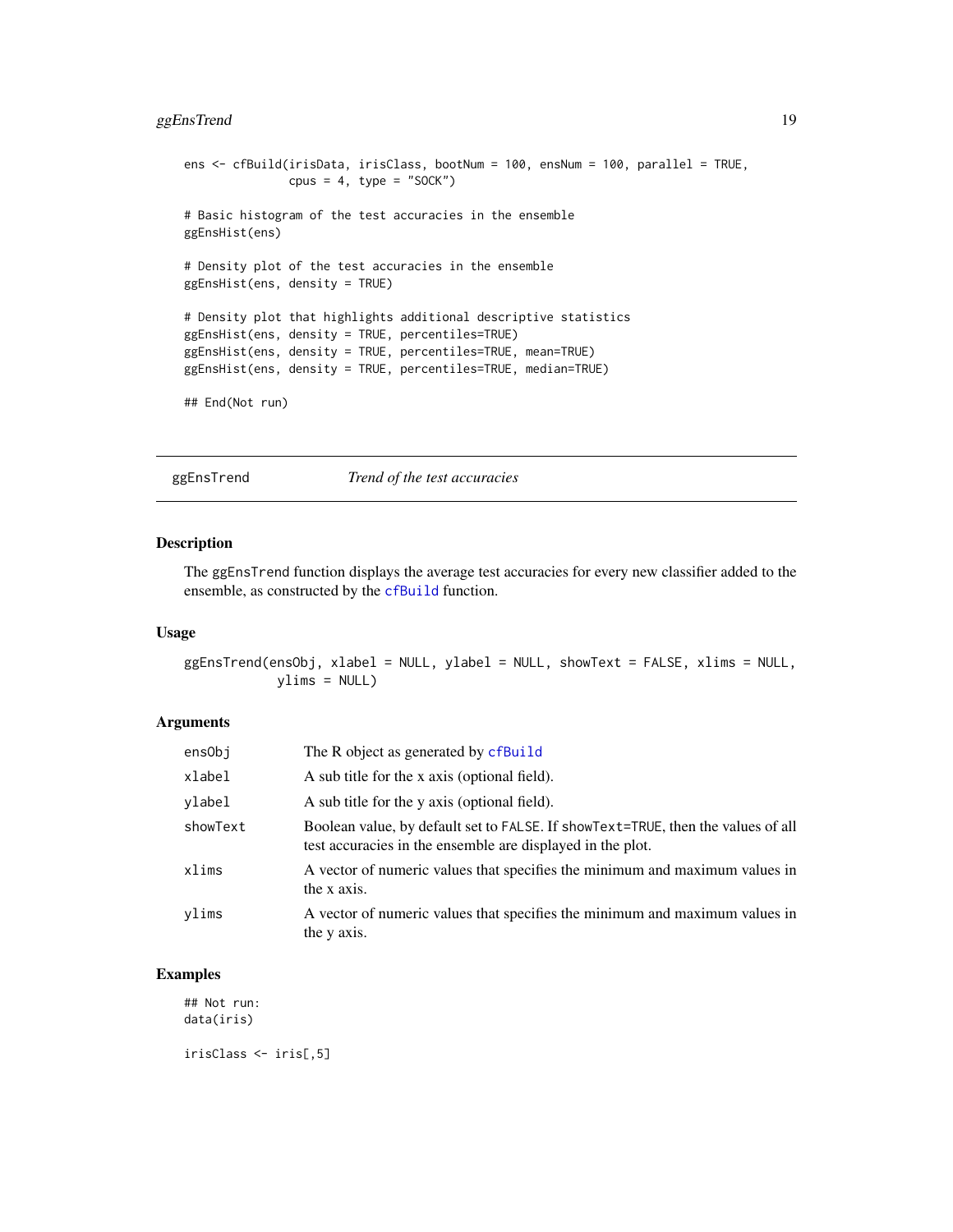```
ens <- cfBuild(irisData, irisClass, bootNum = 100, ensNum = 100, parallel = TRUE,
               cpus = 4, type = "SOCK")

# Basic histogram of the test accuracies in the ensemble
ggEnsHist(ens)

# Density plot of the test accuracies in the ensemble
ggEnsHist(ens, density = TRUE)

# Density plot that highlights additional descriptive statistics
ggEnsHist(ens, density = TRUE, percentiles=TRUE)
ggEnsHist(ens, density = TRUE, percentiles=TRUE, mean=TRUE)
ggEnsHist(ens, density = TRUE, percentiles=TRUE, median=TRUE)

## End(Not run)
```

---

## ggEnsTrend *Trend of the test accuracies*

---

### Description

The ggEnsTrend function displays the average test accuracies for every new classifier added to the ensemble, as constructed by the cfBuild function.

### Usage

```
ggEnsTrend(ensObj, xlabel = NULL, ylabel = NULL, showText = FALSE, xlims = NULL,
           ylims = NULL)
```

### Arguments

| | |
|---|---|
| ensObj | The R object as generated by cfBuild |
| xlabel | A sub title for the x axis (optional field). |
| ylabel | A sub title for the y axis (optional field). |
| showText | Boolean value, by default set to FALSE. If showText=TRUE, then the values of all test accuracies in the ensemble are displayed in the plot. |
| xlims | A vector of numeric values that specifies the minimum and maximum values in the x axis. |
| ylims | A vector of numeric values that specifies the minimum and maximum values in the y axis. |

### Examples

```
## Not run:
data(iris)

irisClass <- iris[,5]
```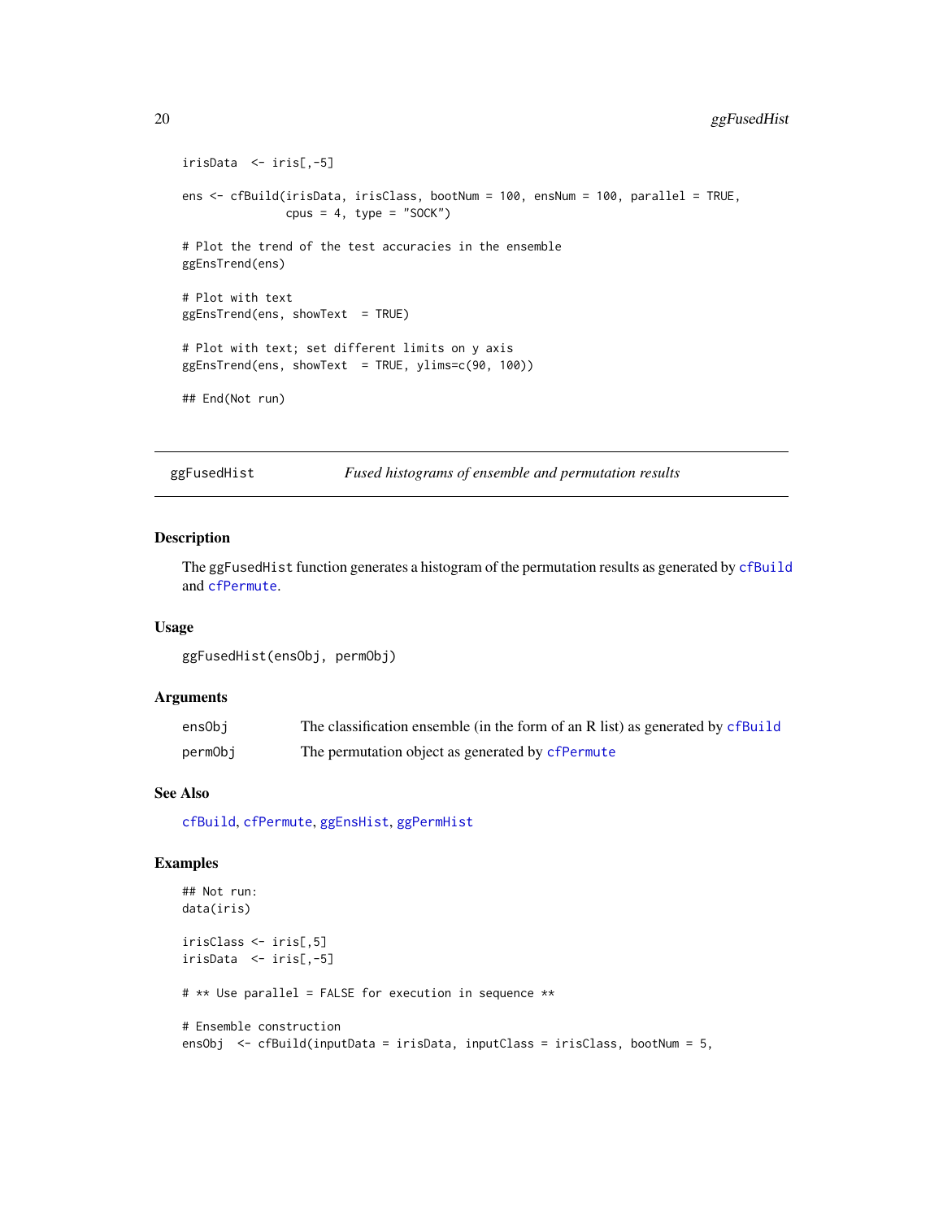```
irisData  <- iris[,-5]

ens <- cfBuild(irisData, irisClass, bootNum = 100, ensNum = 100, parallel = TRUE,
               cpus = 4, type = "SOCK")

# Plot the trend of the test accuracies in the ensemble
ggEnsTrend(ens)

# Plot with text
ggEnsTrend(ens, showText  = TRUE)

# Plot with text; set different limits on y axis
ggEnsTrend(ens, showText  = TRUE, ylims=c(90, 100))

## End(Not run)
```

---

## ggFusedHist — *Fused histograms of ensemble and permutation results*

### Description

The `ggFusedHist` function generates a histogram of the permutation results as generated by `cfBuild` and `cfPermute`.

### Usage

```
ggFusedHist(ensObj, permObj)
```

### Arguments

| | |
|---|---|
| `ensObj` | The classification ensemble (in the form of an R list) as generated by `cfBuild` |
| `permObj` | The permutation object as generated by `cfPermute` |

### See Also

`cfBuild`, `cfPermute`, `ggEnsHist`, `ggPermHist`

### Examples

```
## Not run:
data(iris)

irisClass <- iris[,5]
irisData  <- iris[,-5]

# ** Use parallel = FALSE for execution in sequence **

# Ensemble construction
ensObj  <- cfBuild(inputData = irisData, inputClass = irisClass, bootNum = 5,
```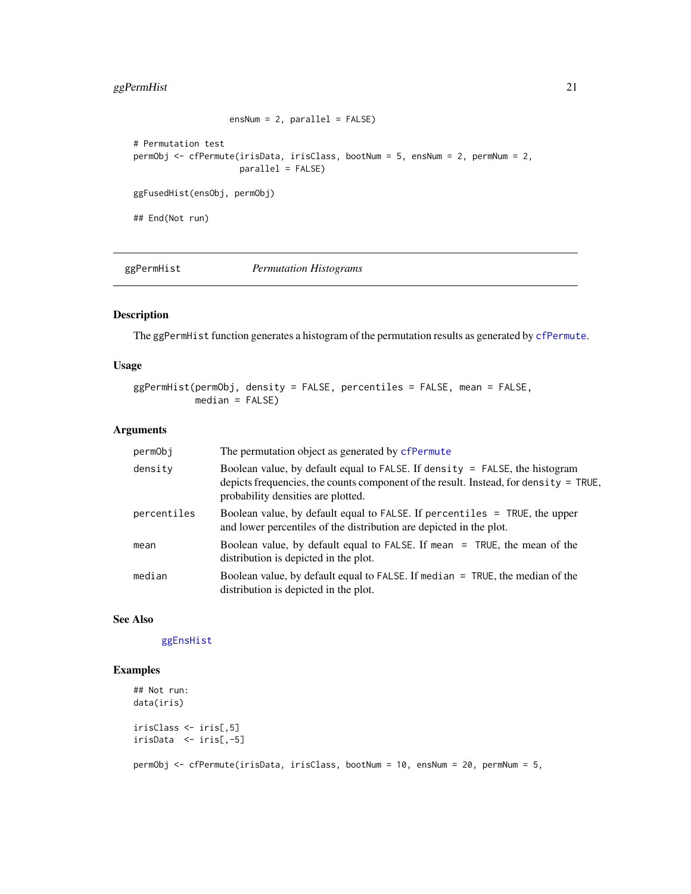```
                  ensNum = 2, parallel = FALSE)

# Permutation test
permObj <- cfPermute(irisData, irisClass, bootNum = 5, ensNum = 2, permNum = 2,
                     parallel = FALSE)

ggFusedHist(ensObj, permObj)

## End(Not run)
```

---

## ggPermHist — *Permutation Histograms*

### Description

The ggPermHist function generates a histogram of the permutation results as generated by cfPermute.

### Usage

```
ggPermHist(permObj, density = FALSE, percentiles = FALSE, mean = FALSE,
           median = FALSE)
```

### Arguments

| | |
|---|---|
| permObj | The permutation object as generated by cfPermute |
| density | Boolean value, by default equal to FALSE. If density = FALSE, the histogram depicts frequencies, the counts component of the result. Instead, for density = TRUE, probability densities are plotted. |
| percentiles | Boolean value, by default equal to FALSE. If percentiles = TRUE, the upper and lower percentiles of the distribution are depicted in the plot. |
| mean | Boolean value, by default equal to FALSE. If mean = TRUE, the mean of the distribution is depicted in the plot. |
| median | Boolean value, by default equal to FALSE. If median = TRUE, the median of the distribution is depicted in the plot. |

### See Also

ggEnsHist

### Examples

```
## Not run:
data(iris)

irisClass <- iris[,5]
irisData  <- iris[,-5]

permObj <- cfPermute(irisData, irisClass, bootNum = 10, ensNum = 20, permNum = 5,
```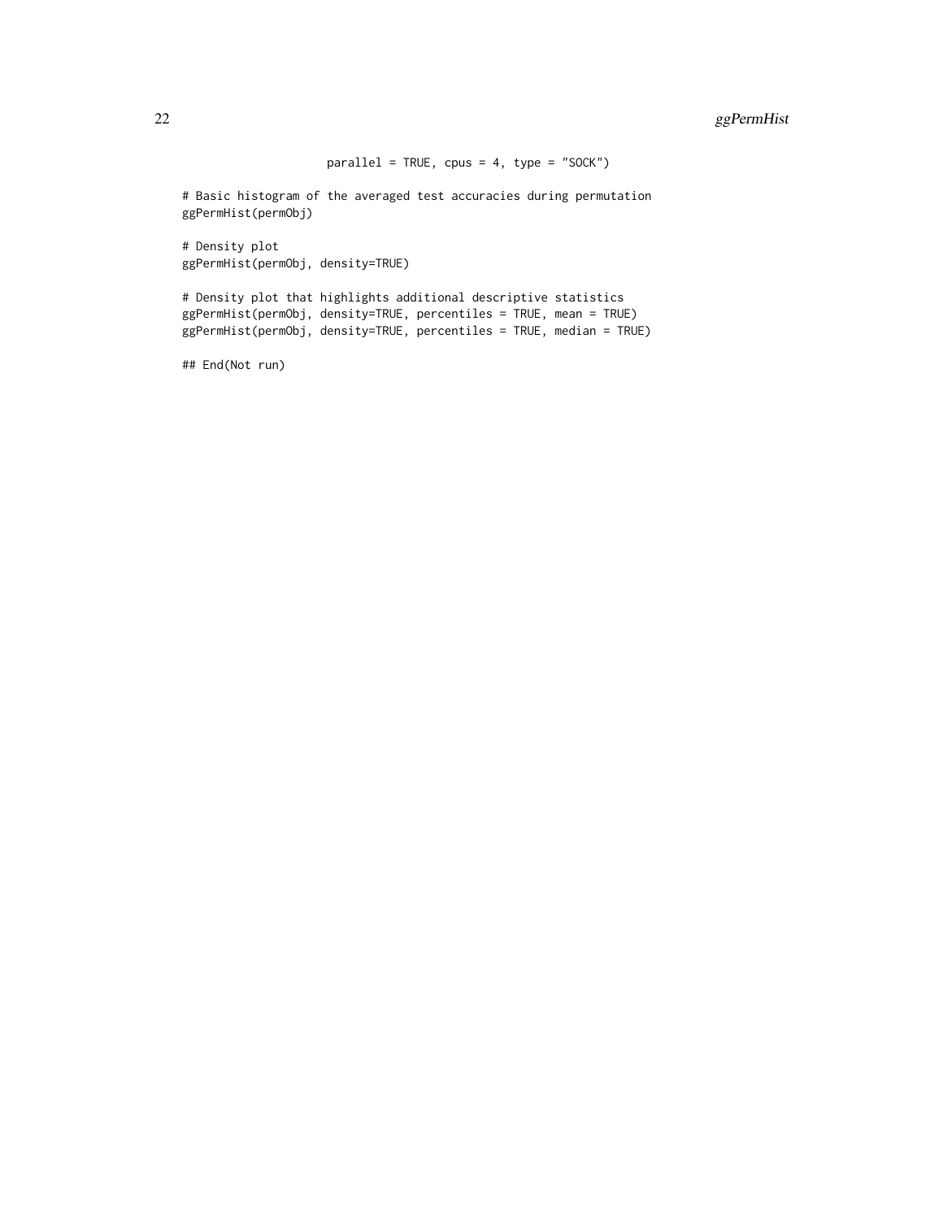```
                    parallel = TRUE, cpus = 4, type = "SOCK")

# Basic histogram of the averaged test accuracies during permutation
ggPermHist(permObj)

# Density plot
ggPermHist(permObj, density=TRUE)

# Density plot that highlights additional descriptive statistics
ggPermHist(permObj, density=TRUE, percentiles = TRUE, mean = TRUE)
ggPermHist(permObj, density=TRUE, percentiles = TRUE, median = TRUE)

## End(Not run)
```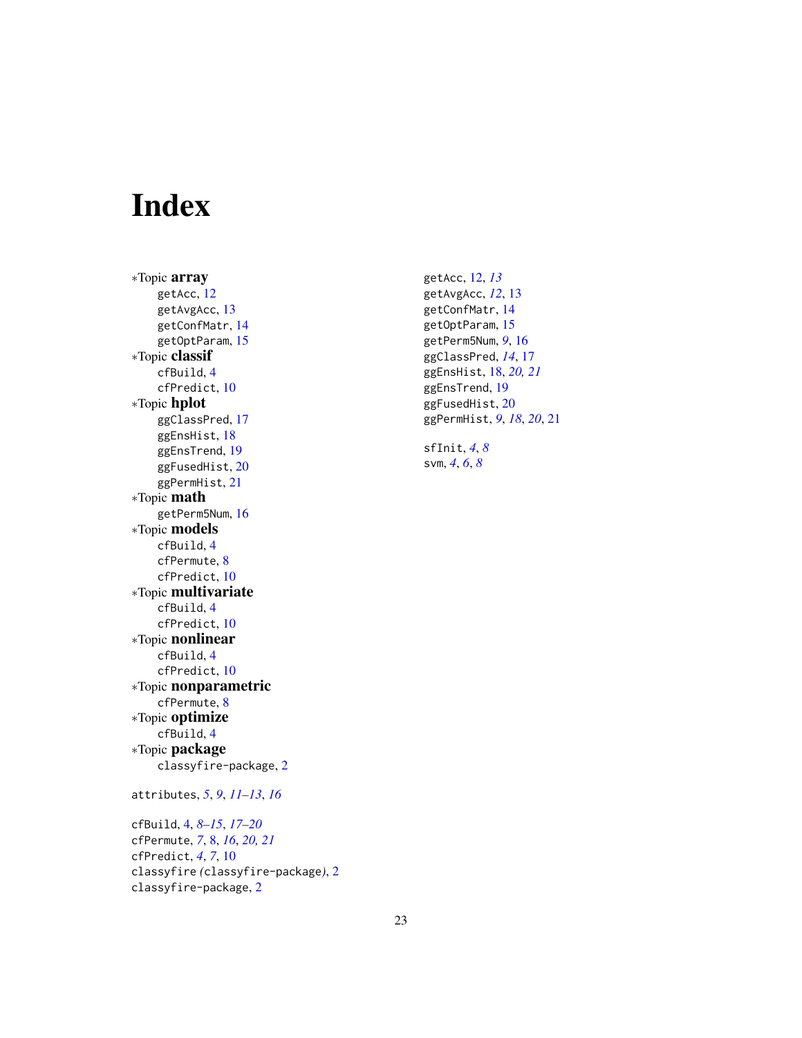# Index

∗Topic **array**
- getAcc, 12
- getAvgAcc, 13
- getConfMatr, 14
- getOptParam, 15

∗Topic **classif**
- cfBuild, 4
- cfPredict, 10

∗Topic **hplot**
- ggClassPred, 17
- ggEnsHist, 18
- ggEnsTrend, 19
- ggFusedHist, 20
- ggPermHist, 21

∗Topic **math**
- getPerm5Num, 16

∗Topic **models**
- cfBuild, 4
- cfPermute, 8
- cfPredict, 10

∗Topic **multivariate**
- cfBuild, 4
- cfPredict, 10

∗Topic **nonlinear**
- cfBuild, 4
- cfPredict, 10

∗Topic **nonparametric**
- cfPermute, 8

∗Topic **optimize**
- cfBuild, 4

∗Topic **package**
- classyfire-package, 2

attributes, *5*, *9*, *11–13*, *16*

cfBuild, 4, *8–15*, *17–20*
cfPermute, *7*, 8, *16*, *20, 21*
cfPredict, *4*, *7*, 10
classyfire *(*classyfire-package*)*, 2
classyfire-package, 2

getAcc, 12, *13*
getAvgAcc, *12*, 13
getConfMatr, 14
getOptParam, 15
getPerm5Num, *9*, 16
ggClassPred, *14*, 17
ggEnsHist, 18, *20, 21*
ggEnsTrend, 19
ggFusedHist, 20
ggPermHist, *9*, *18*, *20*, 21

sfInit, *4*, *8*
svm, *4*, *6*, *8*